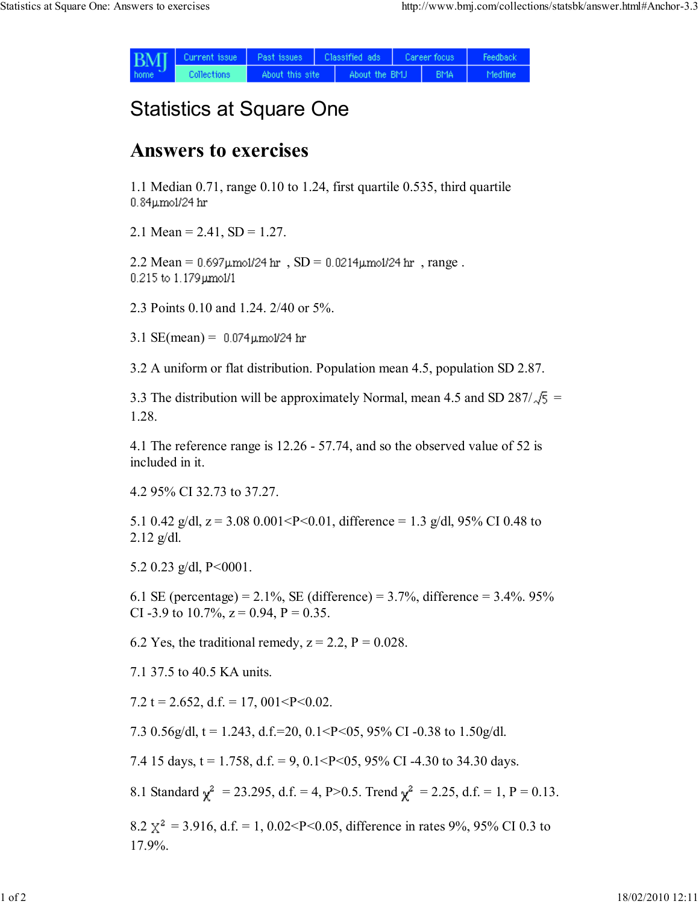# Statistics at Square One

## Answers to exercises

1.1 Median 0.71, range 0.10 to 1.24, first quartile 0.535, third quartile 0.84µmol/24 hr

2.1 Mean = 2.41, SD = 1.27.

2.2 Mean = 0.697µmol/24 hr , SD = 0.0214µmol/24 hr , range . 0.215 to 1.179µmol/l

2.3 Points 0.10 and 1.24. 2/40 or 5%.

3.1 SE(mean) = 0.074µmol/24 hr

3.2 A uniform or flat distribution. Population mean 4.5, population SD 2.87.

3.3 The distribution will be approximately Normal, mean 4.5 and SD 287/$\sqrt{5}$ = 1.28.

4.1 The reference range is 12.26 - 57.74, and so the observed value of 52 is included in it.

4.2 95% CI 32.73 to 37.27.

5.1 0.42 g/dl, z = 3.08 0.001<P<0.01, difference = 1.3 g/dl, 95% CI 0.48 to 2.12 g/dl.

5.2 0.23 g/dl, P<0001.

6.1 SE (percentage) = 2.1%, SE (difference) = 3.7%, difference = 3.4%. 95% CI -3.9 to 10.7%, z = 0.94, P = 0.35.

6.2 Yes, the traditional remedy, z = 2.2, P = 0.028.

7.1 37.5 to 40.5 KA units.

7.2 t = 2.652, d.f. = 17, 001<P<0.02.

7.3 0.56g/dl, t = 1.243, d.f.=20, 0.1<P<05, 95% CI -0.38 to 1.50g/dl.

7.4 15 days, t = 1.758, d.f. = 9, 0.1<P<05, 95% CI -4.30 to 34.30 days.

8.1 Standard $\chi^2$ = 23.295, d.f. = 4, P>0.5. Trend $\chi^2$ = 2.25, d.f. = 1, P = 0.13.

8.2 $\chi^2$ = 3.916, d.f. = 1, 0.02<P<0.05, difference in rates 9%, 95% CI 0.3 to 17.9%.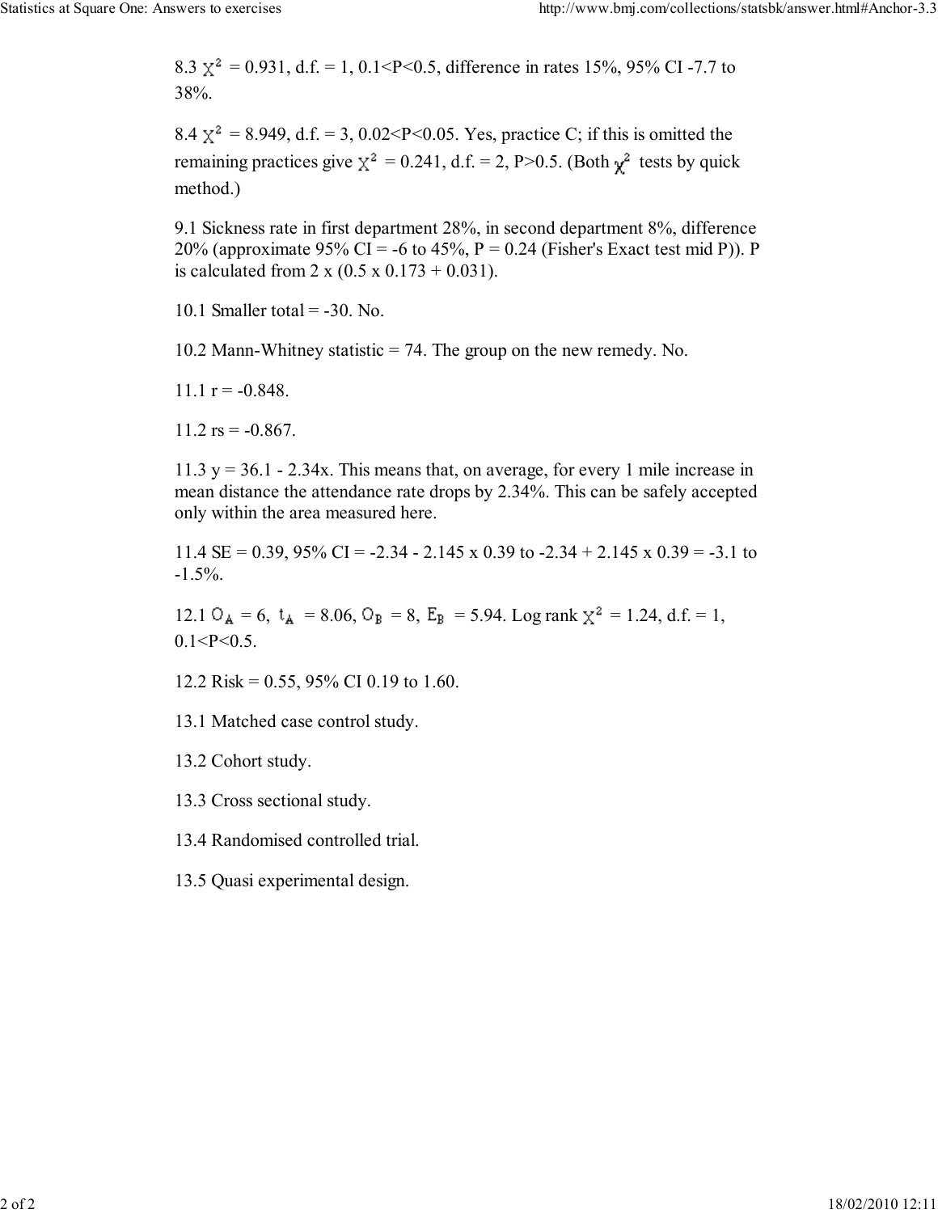8.3 $\chi^2$ = 0.931, d.f. = 1, 0.1<P<0.5, difference in rates 15%, 95% CI -7.7 to 38%.

8.4 $\chi^2$ = 8.949, d.f. = 3, 0.02<P<0.05. Yes, practice C; if this is omitted the remaining practices give $\chi^2$ = 0.241, d.f. = 2, P>0.5. (Both $\chi^2$ tests by quick method.)

9.1 Sickness rate in first department 28%, in second department 8%, difference 20% (approximate 95% CI = -6 to 45%, P = 0.24 (Fisher's Exact test mid P)). P is calculated from 2 x (0.5 x 0.173 + 0.031).

10.1 Smaller total = -30. No.

10.2 Mann-Whitney statistic = 74. The group on the new remedy. No.

11.1 r = -0.848.

11.2 rs = -0.867.

11.3 y = 36.1 - 2.34x. This means that, on average, for every 1 mile increase in mean distance the attendance rate drops by 2.34%. This can be safely accepted only within the area measured here.

11.4 SE = 0.39, 95% CI = -2.34 - 2.145 x 0.39 to -2.34 + 2.145 x 0.39 = -3.1 to -1.5%.

12.1 $O_A$ = 6, $t_A$ = 8.06, $O_B$ = 8, $E_B$ = 5.94. Log rank $\chi^2$ = 1.24, d.f. = 1, 0.1<P<0.5.

12.2 Risk = 0.55, 95% CI 0.19 to 1.60.

13.1 Matched case control study.

13.2 Cohort study.

13.3 Cross sectional study.

13.4 Randomised controlled trial.

13.5 Quasi experimental design.